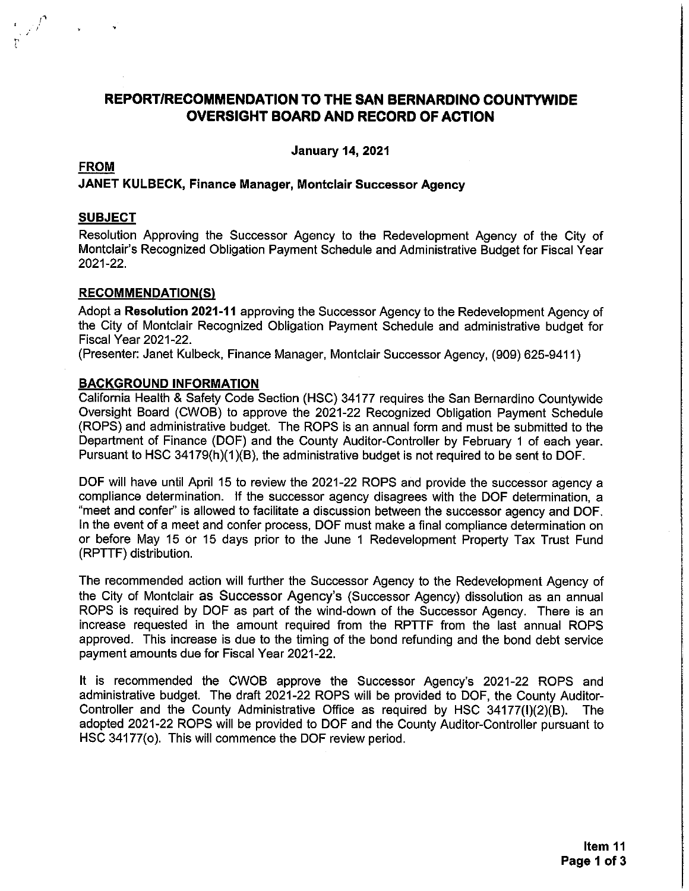# REPORT/RECOMMENDATION TO THE SAN BERNARDINO COUNTYWIDE OVERSIGHT BOARD AND RECORD OF ACTION

**January 14, 2021**

## FROM

**JANET KULBECK, Finance Manager, Montclair Successor Agency**

## SUBJECT

Resolution Approving the Successor Agency to the Redevelopment Agency of the City of Montclair's Recognized Obligation Payment Schedule and Administrative Budget for Fiscal Year 2021-22.

## RECOMMENDATION(S)

Adopt a **Resolution 2021-11** approving the Successor Agency to the Redevelopment Agency of the City of Montclair Recognized Obligation Payment Schedule and administrative budget for Fiscal Year 2021-22.
(Presenter: Janet Kulbeck, Finance Manager, Montclair Successor Agency, (909) 625-9411)

## BACKGROUND INFORMATION

California Health & Safety Code Section (HSC) 34177 requires the San Bernardino Countywide Oversight Board (CWOB) to approve the 2021-22 Recognized Obligation Payment Schedule (ROPS) and administrative budget. The ROPS is an annual form and must be submitted to the Department of Finance (DOF) and the County Auditor-Controller by February 1 of each year. Pursuant to HSC 34179(h)(1)(B), the administrative budget is not required to be sent to DOF.

DOF will have until April 15 to review the 2021-22 ROPS and provide the successor agency a compliance determination. If the successor agency disagrees with the DOF determination, a "meet and confer" is allowed to facilitate a discussion between the successor agency and DOF. In the event of a meet and confer process, DOF must make a final compliance determination on or before May 15 or 15 days prior to the June 1 Redevelopment Property Tax Trust Fund (RPTTF) distribution.

The recommended action will further the Successor Agency to the Redevelopment Agency of the City of Montclair as Successor Agency's (Successor Agency) dissolution as an annual ROPS is required by DOF as part of the wind-down of the Successor Agency. There is an increase requested in the amount required from the RPTTF from the last annual ROPS approved. This increase is due to the timing of the bond refunding and the bond debt service payment amounts due for Fiscal Year 2021-22.

It is recommended the CWOB approve the Successor Agency's 2021-22 ROPS and administrative budget. The draft 2021-22 ROPS will be provided to DOF, the County Auditor-Controller and the County Administrative Office as required by HSC 34177(l)(2)(B). The adopted 2021-22 ROPS will be provided to DOF and the County Auditor-Controller pursuant to HSC 34177(o). This will commence the DOF review period.

**Item 11**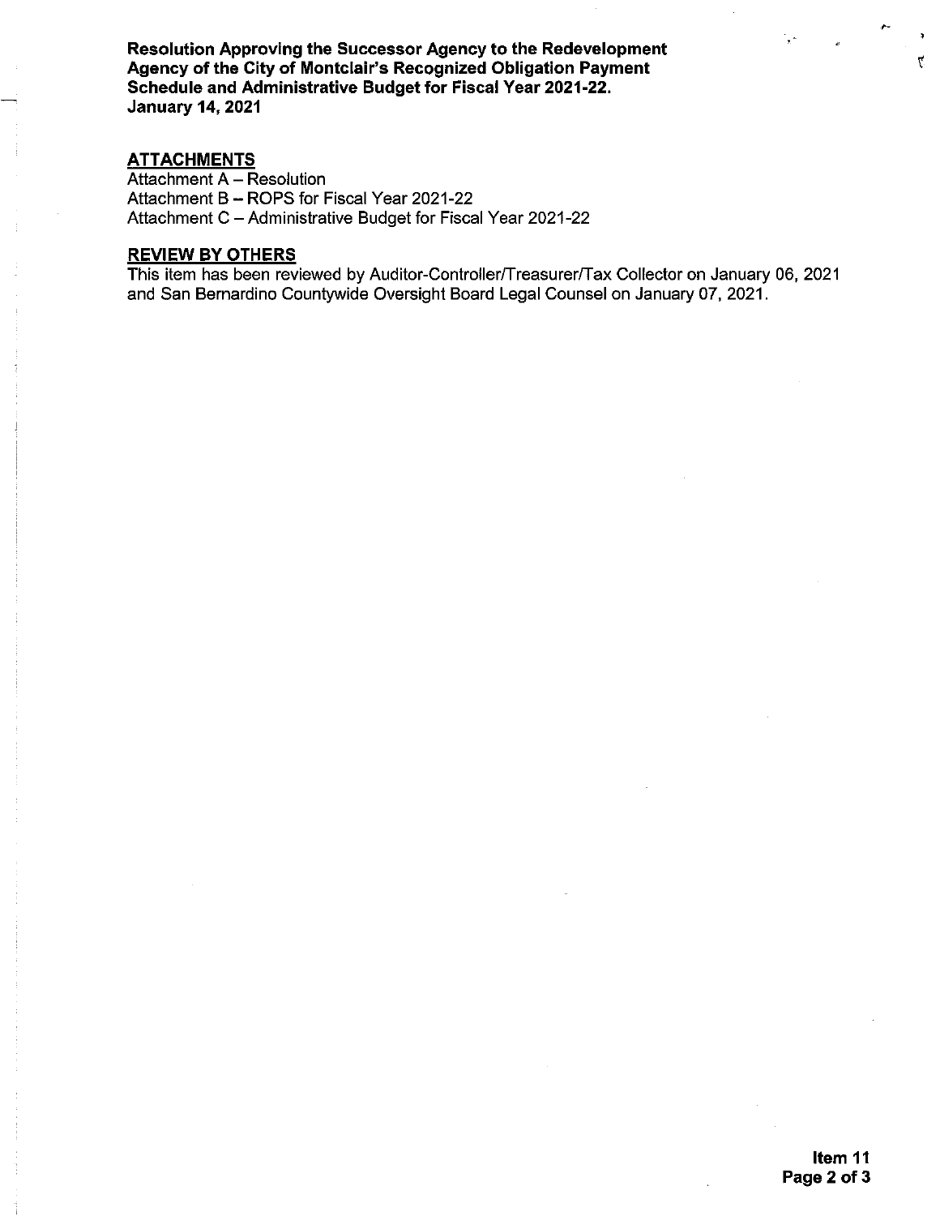**Resolution Approving the Successor Agency to the Redevelopment Agency of the City of Montclair's Recognized Obligation Payment Schedule and Administrative Budget for Fiscal Year 2021-22.**
**January 14, 2021**

## ATTACHMENTS

Attachment A – Resolution
Attachment B – ROPS for Fiscal Year 2021-22
Attachment C – Administrative Budget for Fiscal Year 2021-22

## REVIEW BY OTHERS

This item has been reviewed by Auditor-Controller/Treasurer/Tax Collector on January 06, 2021 and San Bernardino Countywide Oversight Board Legal Counsel on January 07, 2021.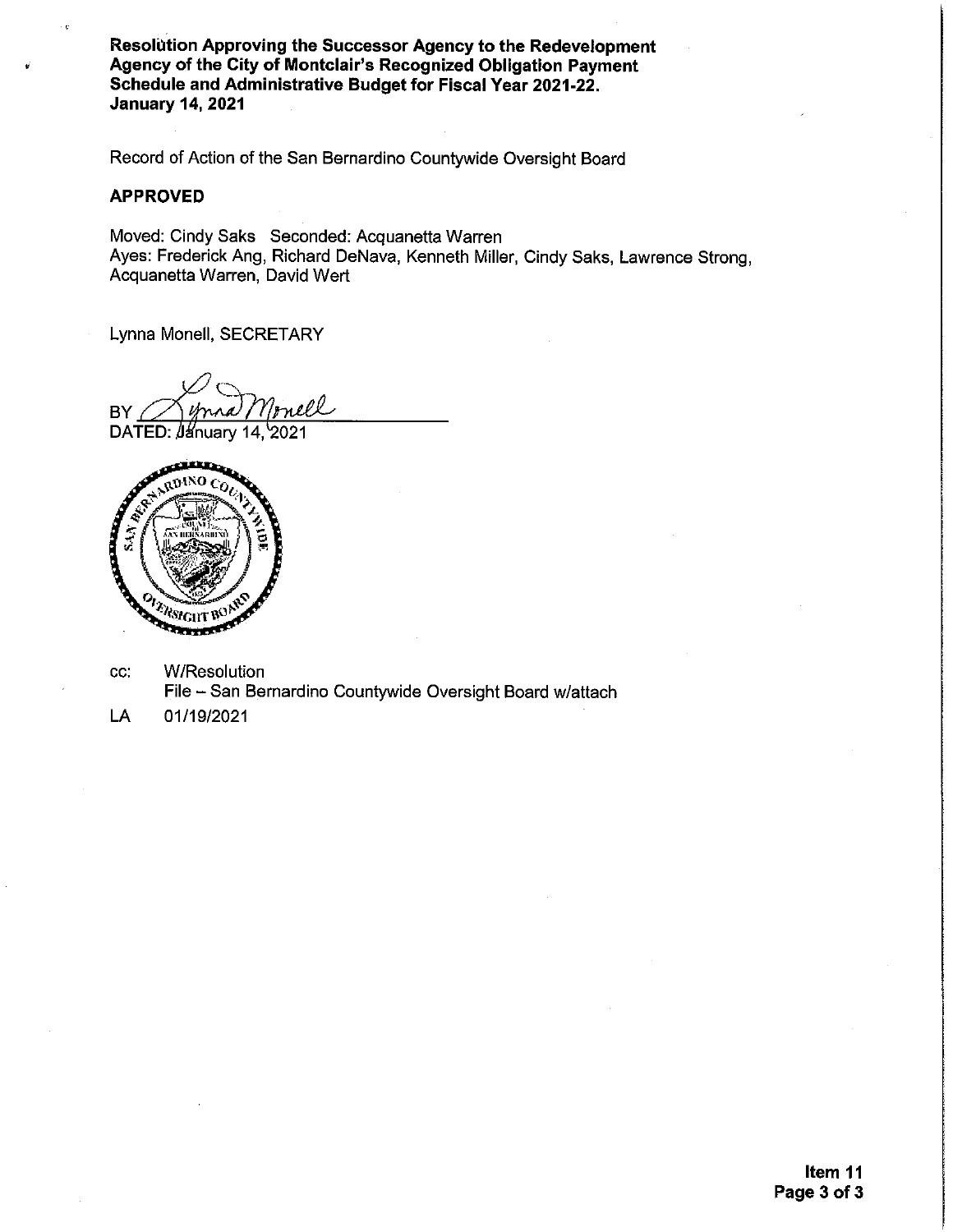**Resolution Approving the Successor Agency to the Redevelopment Agency of the City of Montclair's Recognized Obligation Payment Schedule and Administrative Budget for Fiscal Year 2021-22.**
**January 14, 2021**

Record of Action of the San Bernardino Countywide Oversight Board

**APPROVED**

Moved: Cindy Saks Seconded: Acquanetta Warren
Ayes: Frederick Ang, Richard DeNava, Kenneth Miller, Cindy Saks, Lawrence Strong, Acquanetta Warren, David Wert

Lynna Monell, SECRETARY

BY Lynna Monell
DATED: January 14, 2021

cc: W/Resolution
File – San Bernardino Countywide Oversight Board w/attach

LA 01/19/2021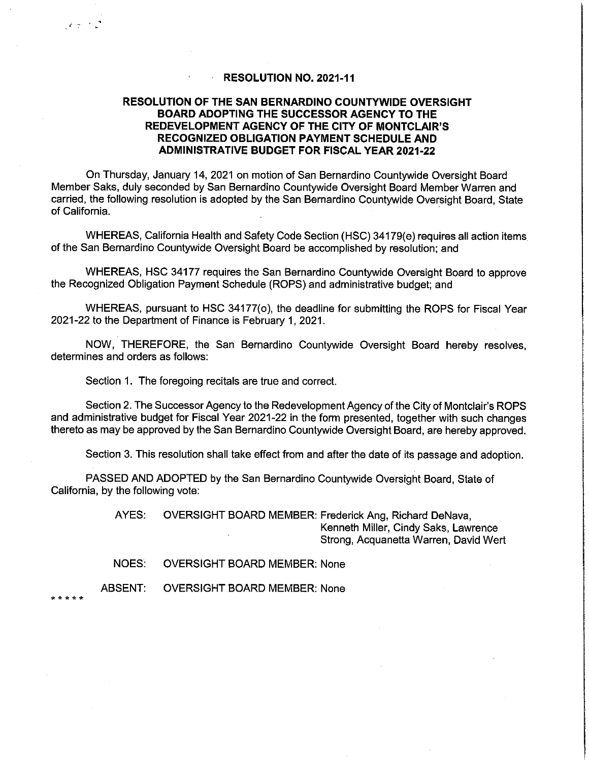# RESOLUTION NO. 2021-11

## RESOLUTION OF THE SAN BERNARDINO COUNTYWIDE OVERSIGHT BOARD ADOPTING THE SUCCESSOR AGENCY TO THE REDEVELOPMENT AGENCY OF THE CITY OF MONTCLAIR'S RECOGNIZED OBLIGATION PAYMENT SCHEDULE AND ADMINISTRATIVE BUDGET FOR FISCAL YEAR 2021-22

On Thursday, January 14, 2021 on motion of San Bernardino Countywide Oversight Board Member Saks, duly seconded by San Bernardino Countywide Oversight Board Member Warren and carried, the following resolution is adopted by the San Bernardino Countywide Oversight Board, State of California.

WHEREAS, California Health and Safety Code Section (HSC) 34179(e) requires all action items of the San Bernardino Countywide Oversight Board be accomplished by resolution; and

WHEREAS, HSC 34177 requires the San Bernardino Countywide Oversight Board to approve the Recognized Obligation Payment Schedule (ROPS) and administrative budget; and

WHEREAS, pursuant to HSC 34177(o), the deadline for submitting the ROPS for Fiscal Year 2021-22 to the Department of Finance is February 1, 2021.

NOW, THEREFORE, the San Bernardino Countywide Oversight Board hereby resolves, determines and orders as follows:

Section 1. The foregoing recitals are true and correct.

Section 2. The Successor Agency to the Redevelopment Agency of the City of Montclair's ROPS and administrative budget for Fiscal Year 2021-22 in the form presented, together with such changes thereto as may be approved by the San Bernardino Countywide Oversight Board, are hereby approved.

Section 3. This resolution shall take effect from and after the date of its passage and adoption.

PASSED AND ADOPTED by the San Bernardino Countywide Oversight Board, State of California, by the following vote:

AYES: OVERSIGHT BOARD MEMBER: Frederick Ang, Richard DeNava, Kenneth Miller, Cindy Saks, Lawrence Strong, Acquanetta Warren, David Wert

NOES: OVERSIGHT BOARD MEMBER: None

ABSENT: OVERSIGHT BOARD MEMBER: None

* * * * *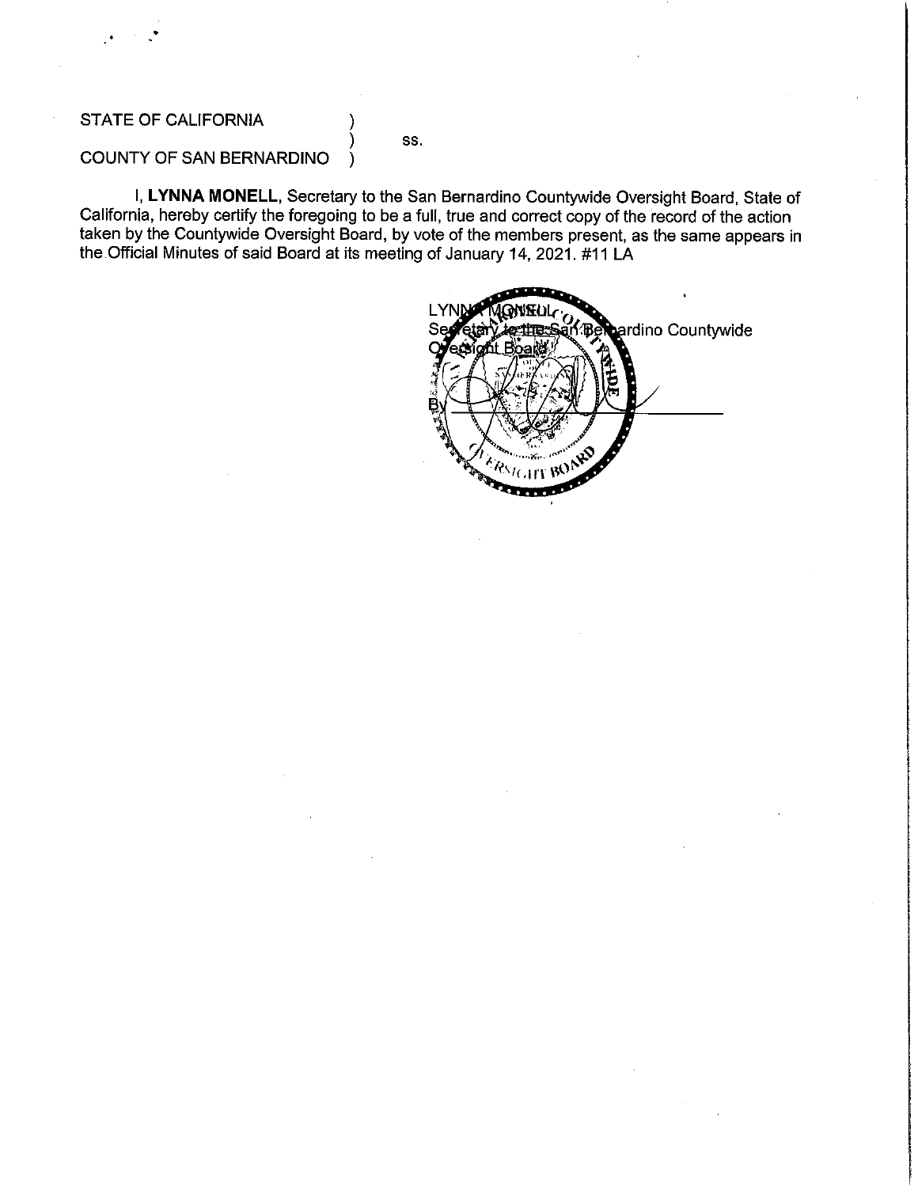STATE OF CALIFORNIA )
) ss.
COUNTY OF SAN BERNARDINO )

I, **LYNNA MONELL**, Secretary to the San Bernardino Countywide Oversight Board, State of California, hereby certify the foregoing to be a full, true and correct copy of the record of the action taken by the Countywide Oversight Board, by vote of the members present, as the same appears in the Official Minutes of said Board at its meeting of January 14, 2021. #11 LA

LYNNA MONELL
Secretary to the San Bernardino Countywide Oversight Board

By ______________________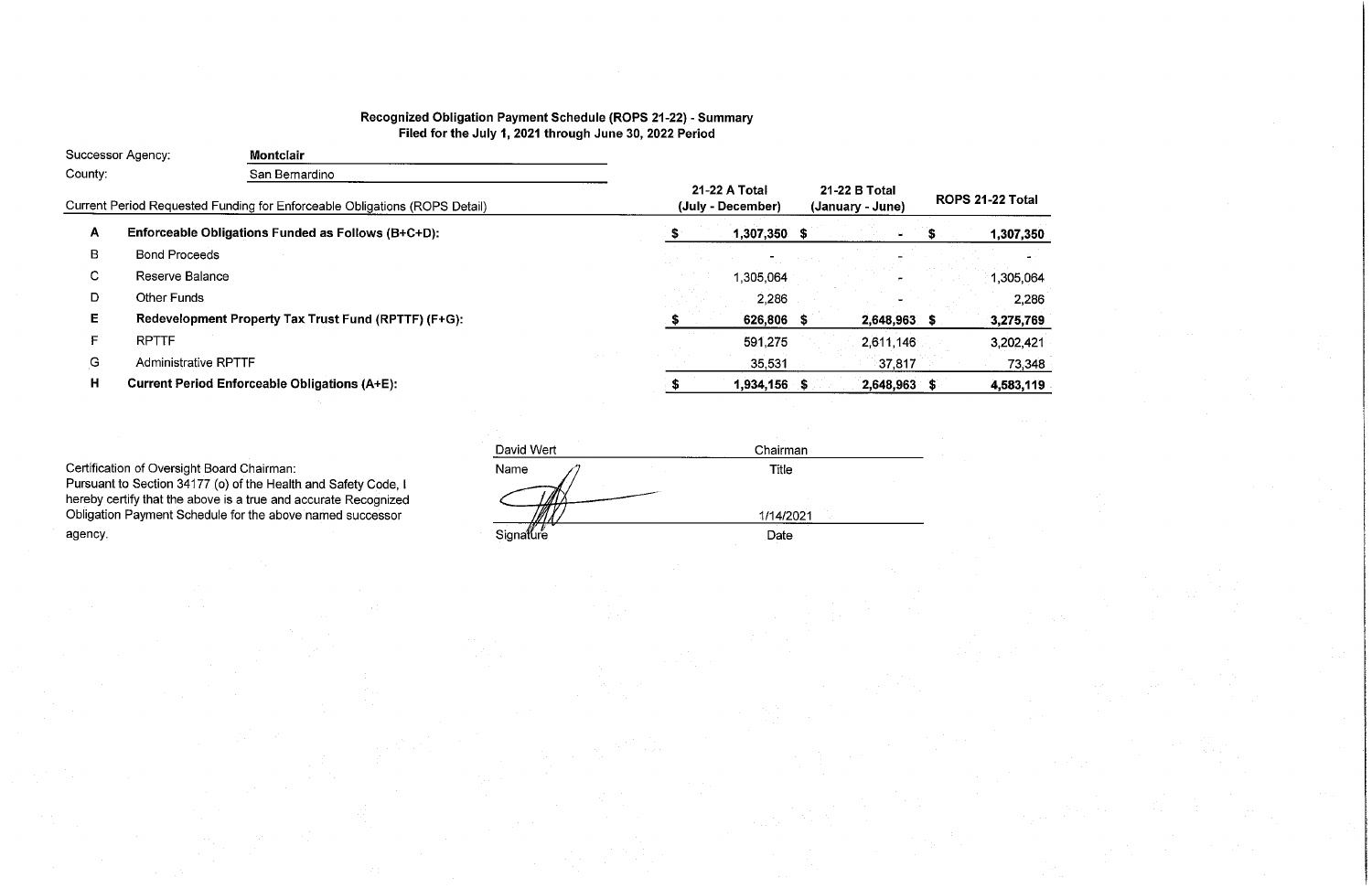# Recognized Obligation Payment Schedule (ROPS 21-22) - Summary

**Filed for the July 1, 2021 through June 30, 2022 Period**

Successor Agency: **Montclair**

County: San Bernardino

| | Current Period Requested Funding for Enforceable Obligations (ROPS Detail) | 21-22 A Total (July - December) | 21-22 B Total (January - June) | ROPS 21-22 Total |
|---|---|---|---|---|
| **A** | **Enforceable Obligations Funded as Follows (B+C+D):** | **$ 1,307,350** | **$ -** | **$ 1,307,350** |
| B | Bond Proceeds | - | - | - |
| C | Reserve Balance | 1,305,064 | - | 1,305,064 |
| D | Other Funds | 2,286 | - | 2,286 |
| **E** | **Redevelopment Property Tax Trust Fund (RPTTF) (F+G):** | **$ 626,806** | **$ 2,648,963** | **$ 3,275,769** |
| F | RPTTF | 591,275 | 2,611,146 | 3,202,421 |
| G | Administrative RPTTF | 35,531 | 37,817 | 73,348 |
| **H** | **Current Period Enforceable Obligations (A+E):** | **$ 1,934,156** | **$ 2,648,963** | **$ 4,583,119** |

Certification of Oversight Board Chairman:
Pursuant to Section 34177 (o) of the Health and Safety Code, I hereby certify that the above is a true and accurate Recognized Obligation Payment Schedule for the above named successor agency.

| | |
|---|---|
| David Wert | Chairman |
| Name | Title |
| | 1/14/2021 |
| Signature | Date |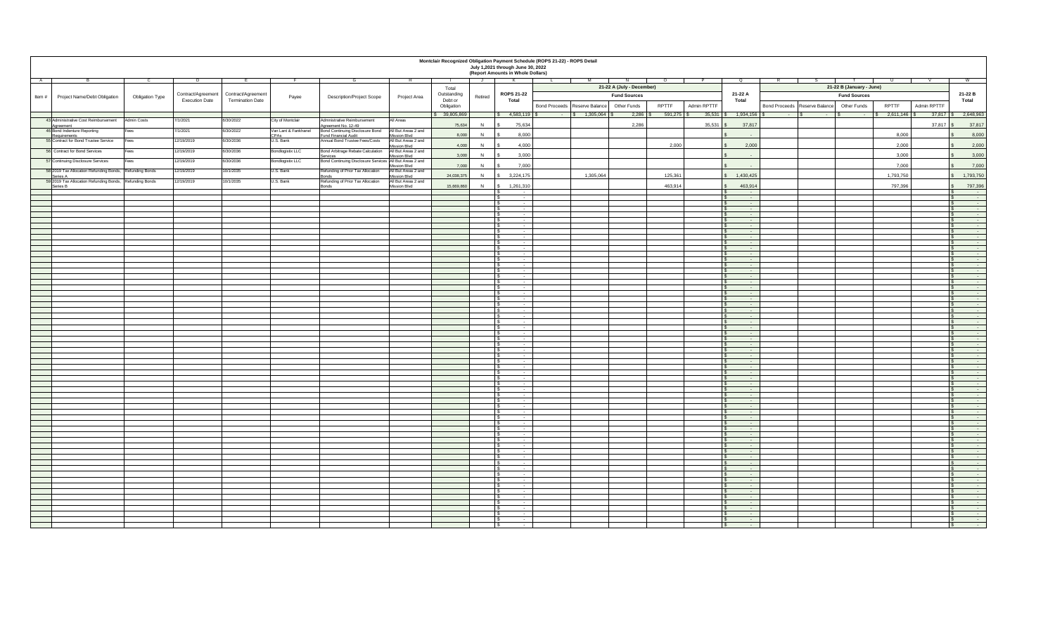# Montclair Recognized Obligation Payment Schedule (ROPS 21-22) - ROPS Detail

## July 1,2021 through June 30, 2022

### (Report Amounts in Whole Dollars)

| A | B | C | D | E | F | G | H | I | J | K | L | M | N | O | P | Q | R | S | T | U | V | W |
|---|---|---|---|---|---|---|---|---|---|---|---|---|---|---|---|---|---|---|---|---|---|---|
| | | | | | | | | | | | 21-22 A (July - December) | | | | | | 21-22 B (January - June) | | | | | |
| | | | | | | | | | | | Fund Sources | | | | | | Fund Sources | | | | | |
| Item # | Project Name/Debt Obligation | Obligation Type | Contract/Agreement Execution Date | Contract/Agreement Termination Date | Payee | Description/Project Scope | Project Area | Total Outstanding Debt or Obligation | Retired | ROPS 21-22 Total | Bond Proceeds | Reserve Balance | Other Funds | RPTTF | Admin RPTTF | 21-22 A Total | Bond Proceeds | Reserve Balance | Other Funds | RPTTF | Admin RPTTF | 21-22 B Total |
| | | | | | | | | $ 39,805,869 | | $ 4,583,119 | $ - | $ 1,305,064 | $ 2,286 | $ 591,275 | $ 35,531 | $ 1,934,156 | $ - | $ - | $ - | $ 2,611,146 | $ 37,817 | $ 2,648,963 |
| 43 | Administrative Cost Reimbursement Agreement | Admin Costs | 7/1/2021 | 6/30/2022 | City of Montclair | Administrative Reimbursement Agreement No. 12-49 | All Areas | 75,634 | N | $ 75,634 | | | 2,286 | | 35,531 | $ 37,817 | | | | | 37,817 | $ 37,817 |
| 46 | Bond Indenture Reporting Requirements | Fees | 7/1/2021 | 6/30/2022 | Van Lant & Fankhanel CPAs | Bond Continuing Disclosure Bond Fund Financial Audit | All But Areas 2 and Mission Blvd | 8,000 | N | $ 8,000 | | | | | | $ - | | | | 8,000 | | $ 8,000 |
| 55 | Contract for Bond Trustee Service | Fees | 12/19/2019 | 6/30/2036 | U.S. Bank | Annual Bond Trustee Fees/Costs | All But Areas 2 and Mission Blvd | 4,000 | N | $ 4,000 | | | | 2,000 | | $ 2,000 | | | | 2,000 | | $ 2,000 |
| 56 | Contract for Bond Services | Fees | 12/19/2019 | 6/30/2036 | Bondlogistix LLC | Bond Arbitrage Rebate Calculation Services | All But Areas 2 and Mission Blvd | 3,000 | N | $ 3,000 | | | | | | $ - | | | | 3,000 | | $ 3,000 |
| 57 | Continuing Disclosure Services | Fees | 12/19/2019 | 6/30/2036 | Bondlogistix LLC | Bond Continuing Disclosure Services | All But Areas 2 and Mission Blvd | 7,000 | N | $ 7,000 | | | | | | $ - | | | | 7,000 | | $ 7,000 |
| 58 | 2019 Tax Allocation Refunding Bonds, Series A | Refunding Bonds | 12/19/2019 | 10/1/2035 | U.S. Bank | Refunding of Prior Tax Allocation Bonds | All But Areas 2 and Mission Blvd | 24,036,375 | N | $ 3,224,175 | | 1,305,064 | | 125,361 | | $ 1,430,425 | | | | 1,793,750 | | $ 1,793,750 |
| 59 | 2019 Tax Allocation Refunding Bonds, Series B | Refunding Bonds | 12/19/2019 | 10/1/2035 | U.S. Bank | Refunding of Prior Tax Allocation Bonds | All But Areas 2 and Mission Blvd | 15,669,860 | N | $ 1,261,310 | | | | 463,914 | | $ 463,914 | | | | 797,396 | | $ 797,396 |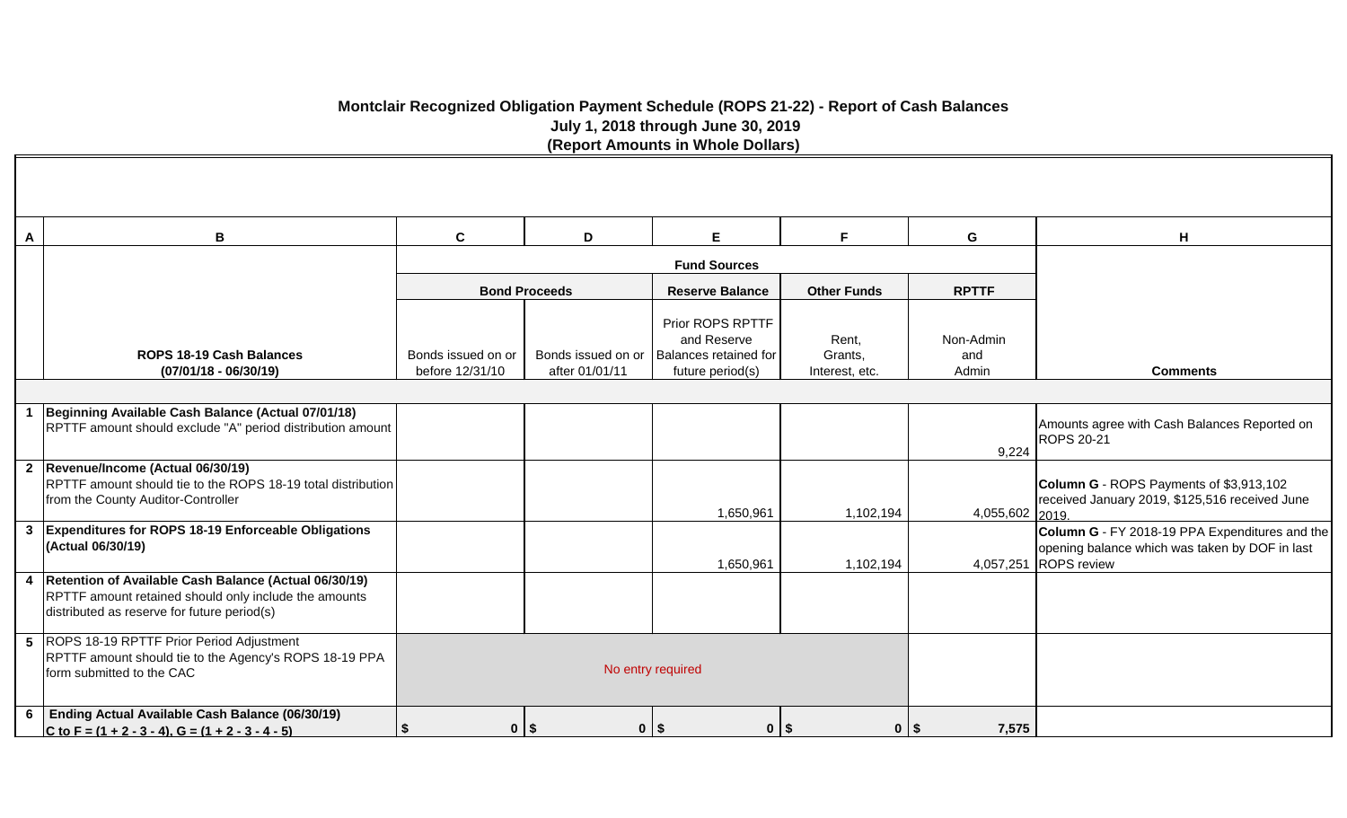# Montclair Recognized Obligation Payment Schedule (ROPS 21-22) - Report of Cash Balances

**July 1, 2018 through June 30, 2019**

**(Report Amounts in Whole Dollars)**

| A | B | C | D | E | F | G | H |
|---|---|---|---|---|---|---|---|
| | | **Fund Sources** | | | | | |
| | | **Bond Proceeds** | | **Reserve Balance** | **Other Funds** | **RPTTF** | |
| | **ROPS 18-19 Cash Balances (07/01/18 - 06/30/19)** | Bonds issued on or before 12/31/10 | Bonds issued on or after 01/01/11 | Prior ROPS RPTTF and Reserve Balances retained for future period(s) | Rent, Grants, Interest, etc. | Non-Admin and Admin | **Comments** |
| 1 | **Beginning Available Cash Balance (Actual 07/01/18)** RPTTF amount should exclude "A" period distribution amount | | | | | 9,224 | Amounts agree with Cash Balances Reported on ROPS 20-21 |
| 2 | **Revenue/Income (Actual 06/30/19)** RPTTF amount should tie to the ROPS 18-19 total distribution from the County Auditor-Controller | | | 1,650,961 | 1,102,194 | 4,055,602 | **Column G** - ROPS Payments of $3,913,102 received January 2019, $125,516 received June 2019. |
| 3 | **Expenditures for ROPS 18-19 Enforceable Obligations (Actual 06/30/19)** | | | 1,650,961 | 1,102,194 | 4,057,251 | **Column G** - FY 2018-19 PPA Expenditures and the opening balance which was taken by DOF in last ROPS review |
| 4 | **Retention of Available Cash Balance (Actual 06/30/19)** RPTTF amount retained should only include the amounts distributed as reserve for future period(s) | | | | | | |
| 5 | ROPS 18-19 RPTTF Prior Period Adjustment RPTTF amount should tie to the Agency's ROPS 18-19 PPA form submitted to the CAC | No entry required | | | | | |
| 6 | **Ending Actual Available Cash Balance (06/30/19) C to F = (1 + 2 - 3 - 4), G = (1 + 2 - 3 - 4 - 5)** | $ 0 | $ 0 | $ 0 | $ 0 | $ 7,575 | |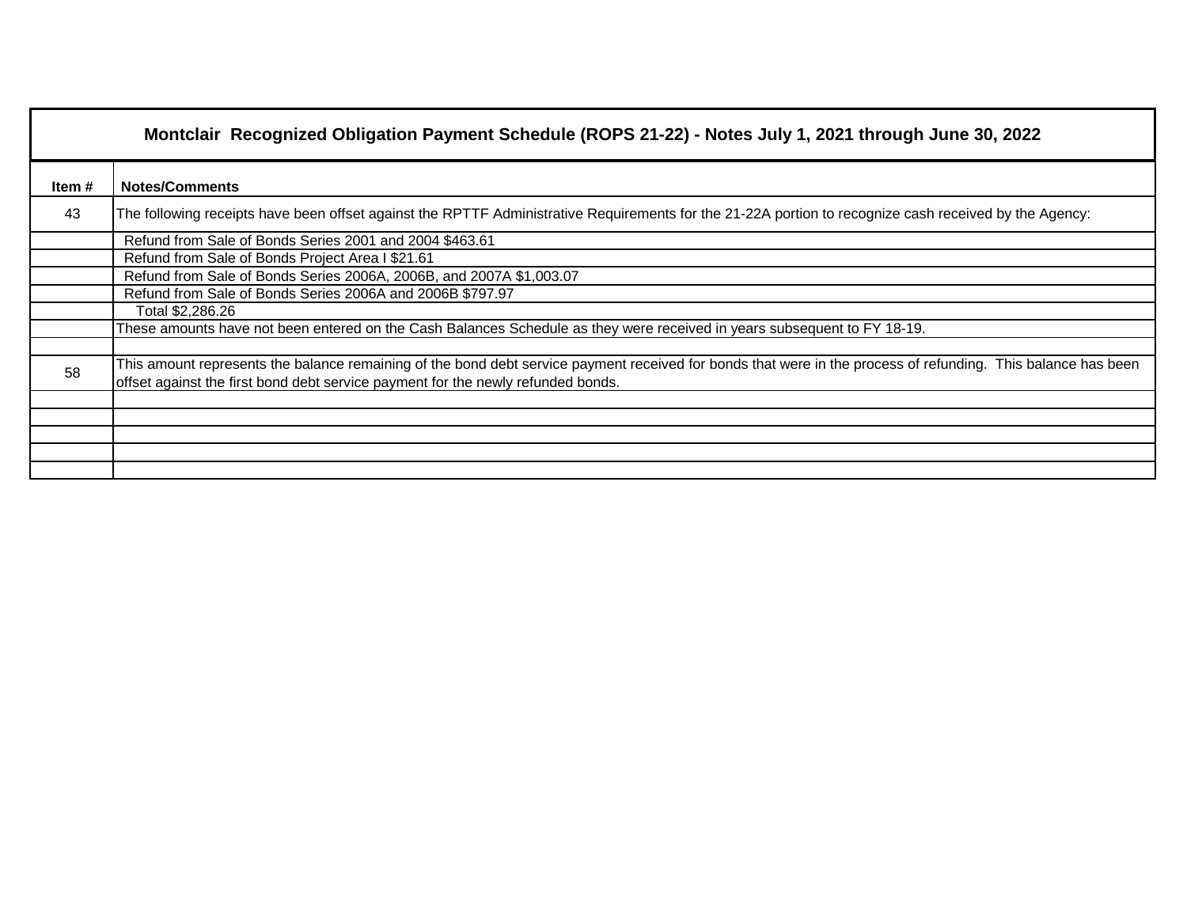| Montclair Recognized Obligation Payment Schedule (ROPS 21-22) - Notes July 1, 2021 through June 30, 2022 | |
|---|---|
| **Item #** | **Notes/Comments** |
| 43 | The following receipts have been offset against the RPTTF Administrative Requirements for the 21-22A portion to recognize cash received by the Agency: |
| | Refund from Sale of Bonds Series 2001 and 2004 $463.61 |
| | Refund from Sale of Bonds Project Area I $21.61 |
| | Refund from Sale of Bonds Series 2006A, 2006B, and 2007A $1,003.07 |
| | Refund from Sale of Bonds Series 2006A and 2006B $797.97 |
| | Total $2,286.26 |
| | These amounts have not been entered on the Cash Balances Schedule as they were received in years subsequent to FY 18-19. |
| | |
| 58 | This amount represents the balance remaining of the bond debt service payment received for bonds that were in the process of refunding. This balance has been offset against the first bond debt service payment for the newly refunded bonds. |
| | |
| | |
| | |
| | |
| | |